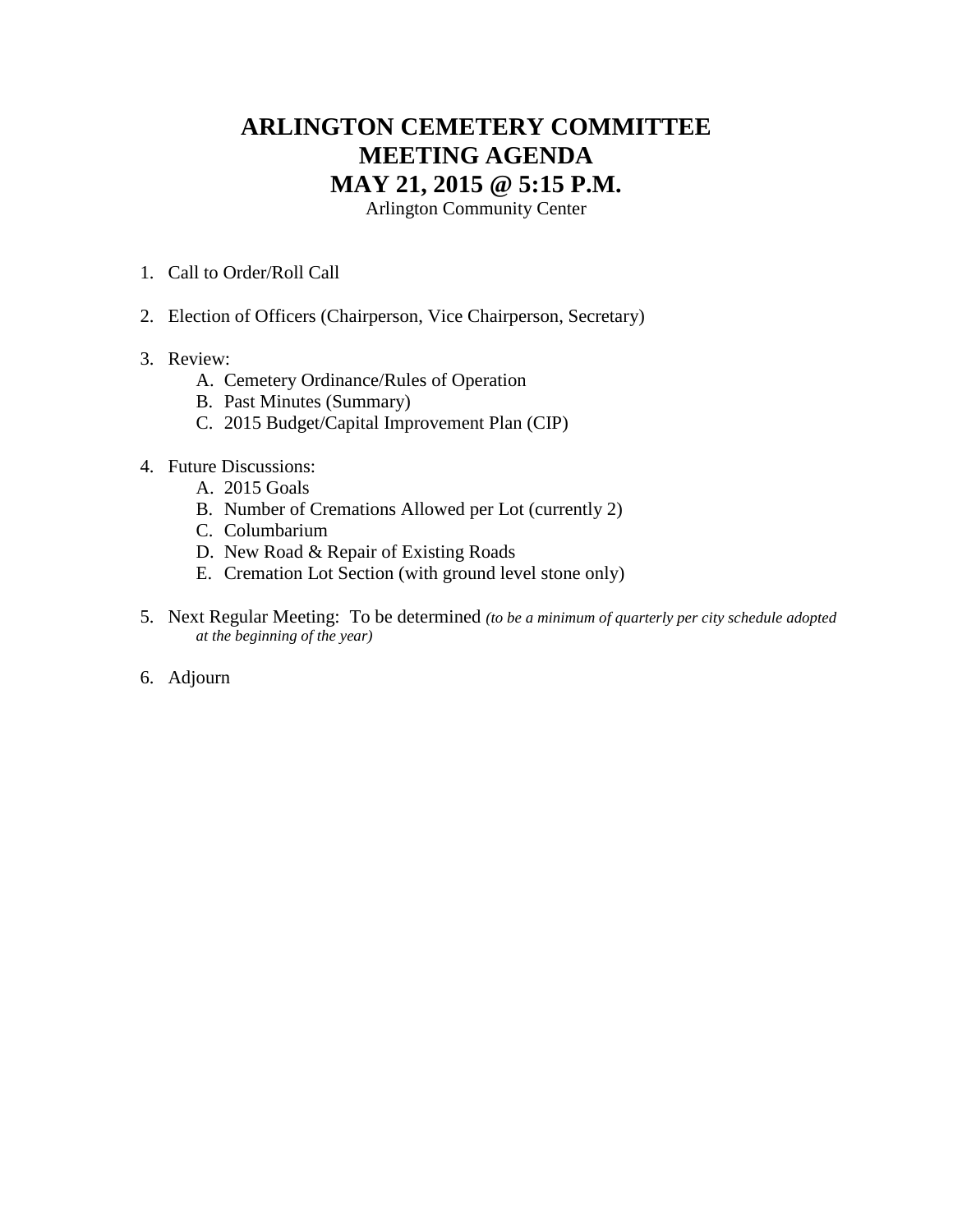# ARLINGTON CEMETERY COMMITTEE
# MEETING AGENDA
# MAY 21, 2015 @ 5:15 P.M.

Arlington Community Center

1. Call to Order/Roll Call

2. Election of Officers (Chairperson, Vice Chairperson, Secretary)

3. Review:
   A. Cemetery Ordinance/Rules of Operation
   B. Past Minutes (Summary)
   C. 2015 Budget/Capital Improvement Plan (CIP)

4. Future Discussions:
   A. 2015 Goals
   B. Number of Cremations Allowed per Lot (currently 2)
   C. Columbarium
   D. New Road & Repair of Existing Roads
   E. Cremation Lot Section (with ground level stone only)

5. Next Regular Meeting: To be determined *(to be a minimum of quarterly per city schedule adopted at the beginning of the year)*

6. Adjourn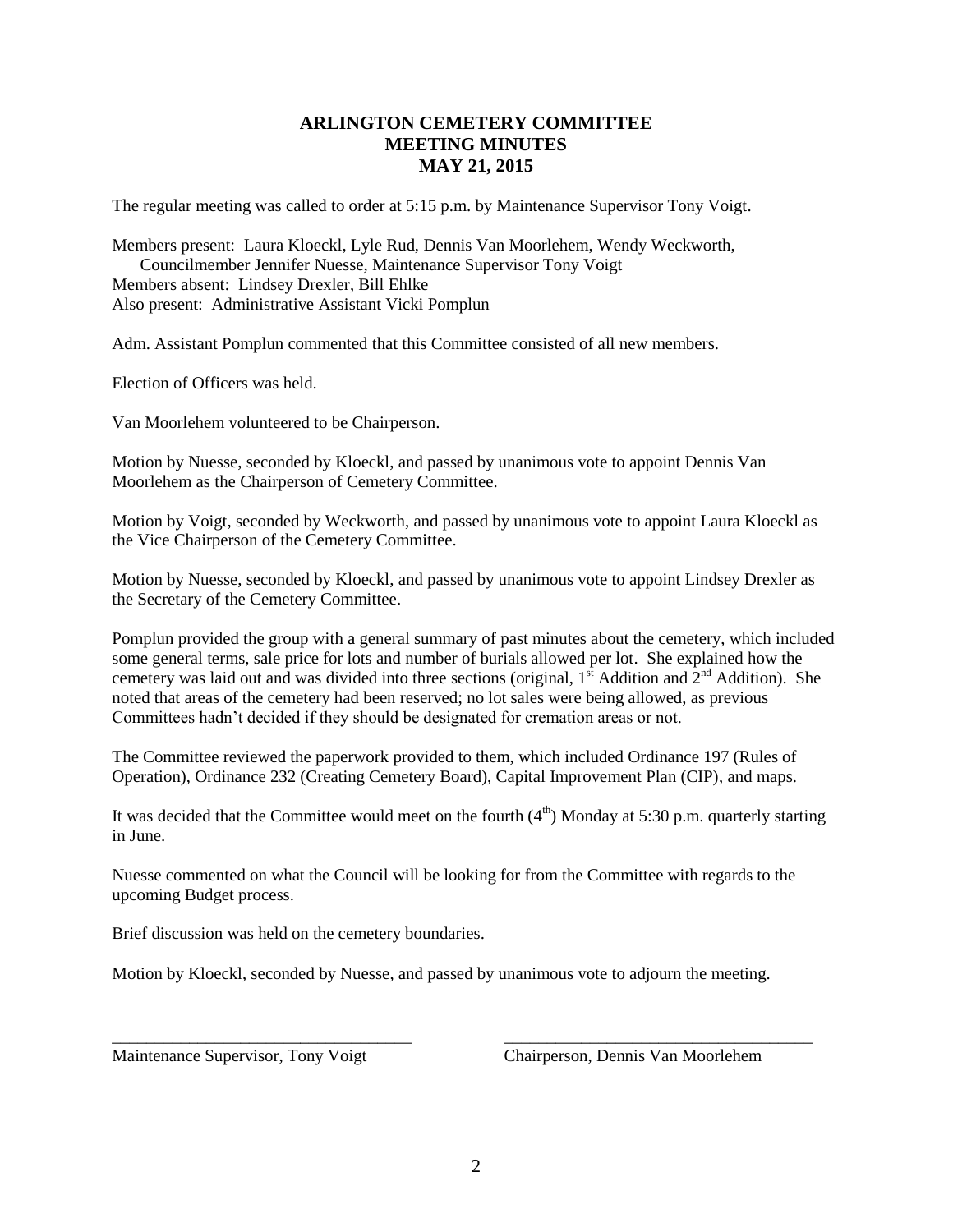# ARLINGTON CEMETERY COMMITTEE
# MEETING MINUTES
# MAY 21, 2015

The regular meeting was called to order at 5:15 p.m. by Maintenance Supervisor Tony Voigt.

Members present: Laura Kloeckl, Lyle Rud, Dennis Van Moorlehem, Wendy Weckworth,
Councilmember Jennifer Nuesse, Maintenance Supervisor Tony Voigt
Members absent: Lindsey Drexler, Bill Ehlke
Also present: Administrative Assistant Vicki Pomplun

Adm. Assistant Pomplun commented that this Committee consisted of all new members.

Election of Officers was held.

Van Moorlehem volunteered to be Chairperson.

Motion by Nuesse, seconded by Kloeckl, and passed by unanimous vote to appoint Dennis Van Moorlehem as the Chairperson of Cemetery Committee.

Motion by Voigt, seconded by Weckworth, and passed by unanimous vote to appoint Laura Kloeckl as the Vice Chairperson of the Cemetery Committee.

Motion by Nuesse, seconded by Kloeckl, and passed by unanimous vote to appoint Lindsey Drexler as the Secretary of the Cemetery Committee.

Pomplun provided the group with a general summary of past minutes about the cemetery, which included some general terms, sale price for lots and number of burials allowed per lot. She explained how the cemetery was laid out and was divided into three sections (original, 1st Addition and 2nd Addition). She noted that areas of the cemetery had been reserved; no lot sales were being allowed, as previous Committees hadn't decided if they should be designated for cremation areas or not.

The Committee reviewed the paperwork provided to them, which included Ordinance 197 (Rules of Operation), Ordinance 232 (Creating Cemetery Board), Capital Improvement Plan (CIP), and maps.

It was decided that the Committee would meet on the fourth (4th) Monday at 5:30 p.m. quarterly starting in June.

Nuesse commented on what the Council will be looking for from the Committee with regards to the upcoming Budget process.

Brief discussion was held on the cemetery boundaries.

Motion by Kloeckl, seconded by Nuesse, and passed by unanimous vote to adjourn the meeting.

\_\_\_\_\_\_\_\_\_\_\_\_\_\_\_\_\_\_\_\_\_\_\_\_\_\_\_\_\_\_\_\_\_\_\_
Maintenance Supervisor, Tony Voigt

\_\_\_\_\_\_\_\_\_\_\_\_\_\_\_\_\_\_\_\_\_\_\_\_\_\_\_\_\_\_\_\_\_\_\_
Chairperson, Dennis Van Moorlehem